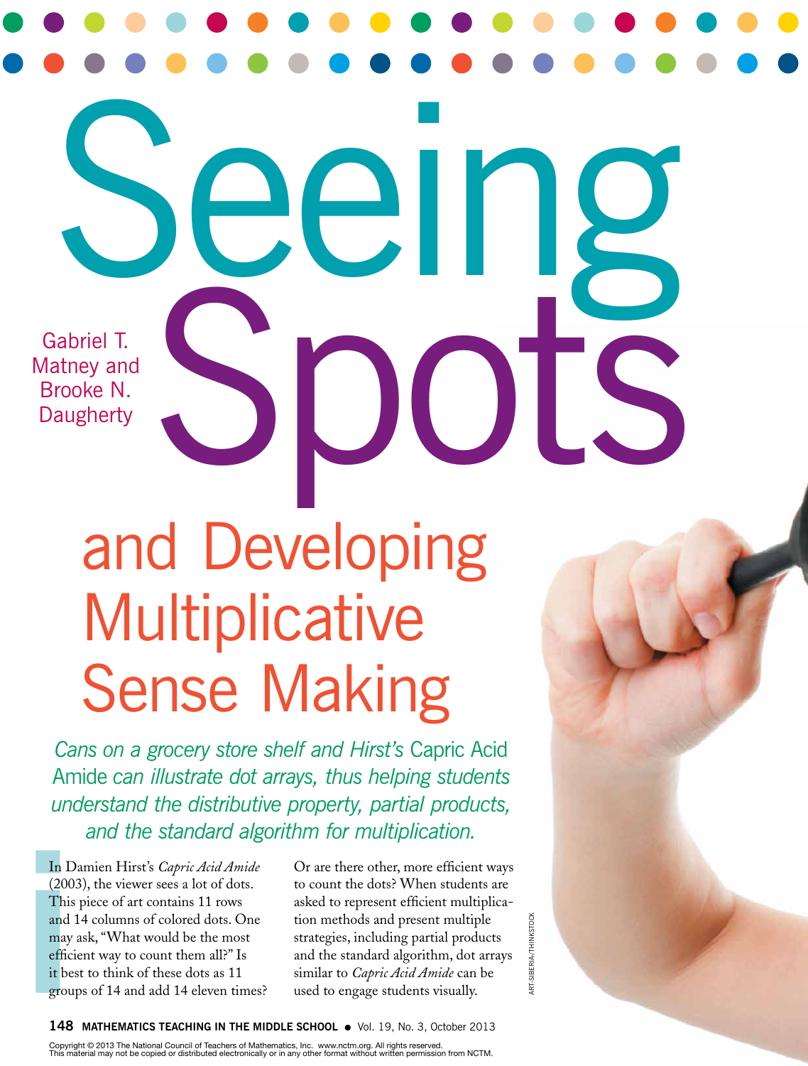# Seeing Spots and Developing Multiplicative Sense Making

Gabriel T. Matney and Brooke N. Daugherty

*Cans on a grocery store shelf and Hirst's* Capric Acid Amide *can illustrate dot arrays, thus helping students understand the distributive property, partial products, and the standard algorithm for multiplication.*

In Damien Hirst's *Capric Acid Amide* (2003), the viewer sees a lot of dots. This piece of art contains 11 rows and 14 columns of colored dots. One may ask, "What would be the most efficient way to count them all?" Is it best to think of these dots as 11 groups of 14 and add 14 eleven times? Or are there other, more efficient ways to count the dots? When students are asked to represent efficient multiplication methods and present multiple strategies, including partial products and the standard algorithm, dot arrays similar to *Capric Acid Amide* can be used to engage students visually.

ART-SIBERIA/THINKSTOCK

Copyright © 2013 The National Council of Teachers of Mathematics, Inc. www.nctm.org. All rights reserved.
This material may not be copied or distributed electronically or in any other format without written permission from NCTM.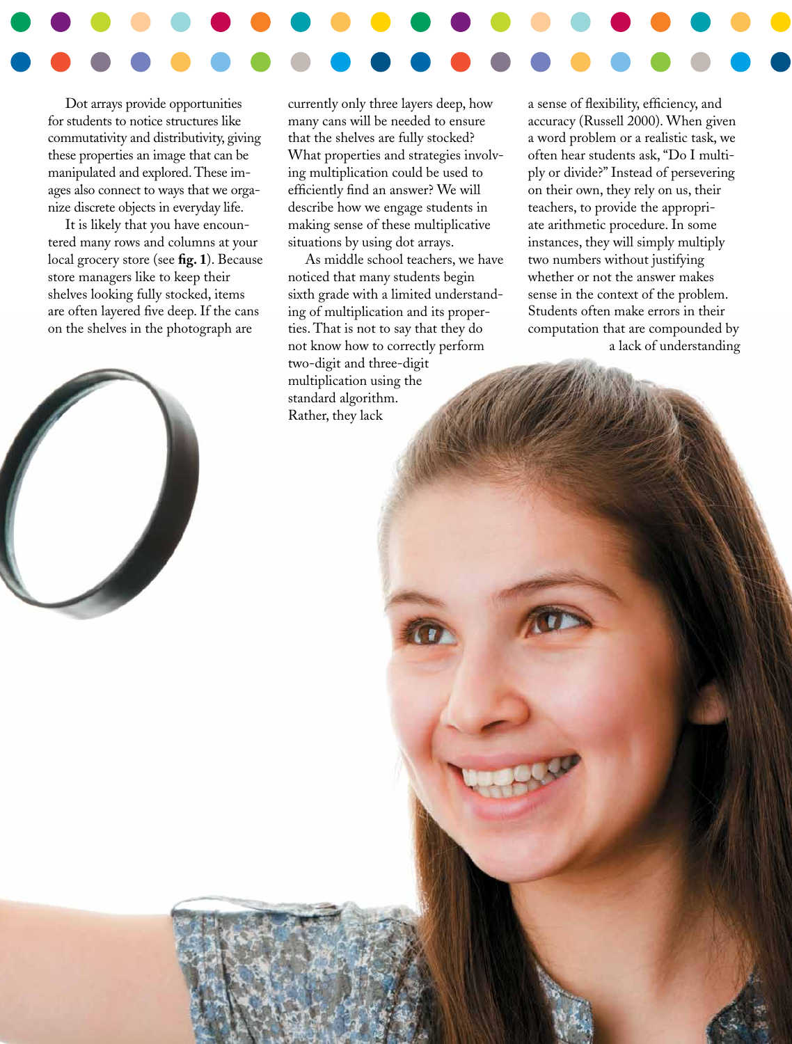Dot arrays provide opportunities for students to notice structures like commutativity and distributivity, giving these properties an image that can be manipulated and explored. These images also connect to ways that we organize discrete objects in everyday life.

It is likely that you have encountered many rows and columns at your local grocery store (see **fig. 1**). Because store managers like to keep their shelves looking fully stocked, items are often layered five deep. If the cans on the shelves in the photograph are currently only three layers deep, how many cans will be needed to ensure that the shelves are fully stocked? What properties and strategies involving multiplication could be used to efficiently find an answer? We will describe how we engage students in making sense of these multiplicative situations by using dot arrays.

As middle school teachers, we have noticed that many students begin sixth grade with a limited understanding of multiplication and its properties. That is not to say that they do not know how to correctly perform two-digit and three-digit multiplication using the standard algorithm. Rather, they lack a sense of flexibility, efficiency, and accuracy (Russell 2000). When given a word problem or a realistic task, we often hear students ask, "Do I multiply or divide?" Instead of persevering on their own, they rely on us, their teachers, to provide the appropriate arithmetic procedure. In some instances, they will simply multiply two numbers without justifying whether or not the answer makes sense in the context of the problem. Students often make errors in their computation that are compounded by a lack of understanding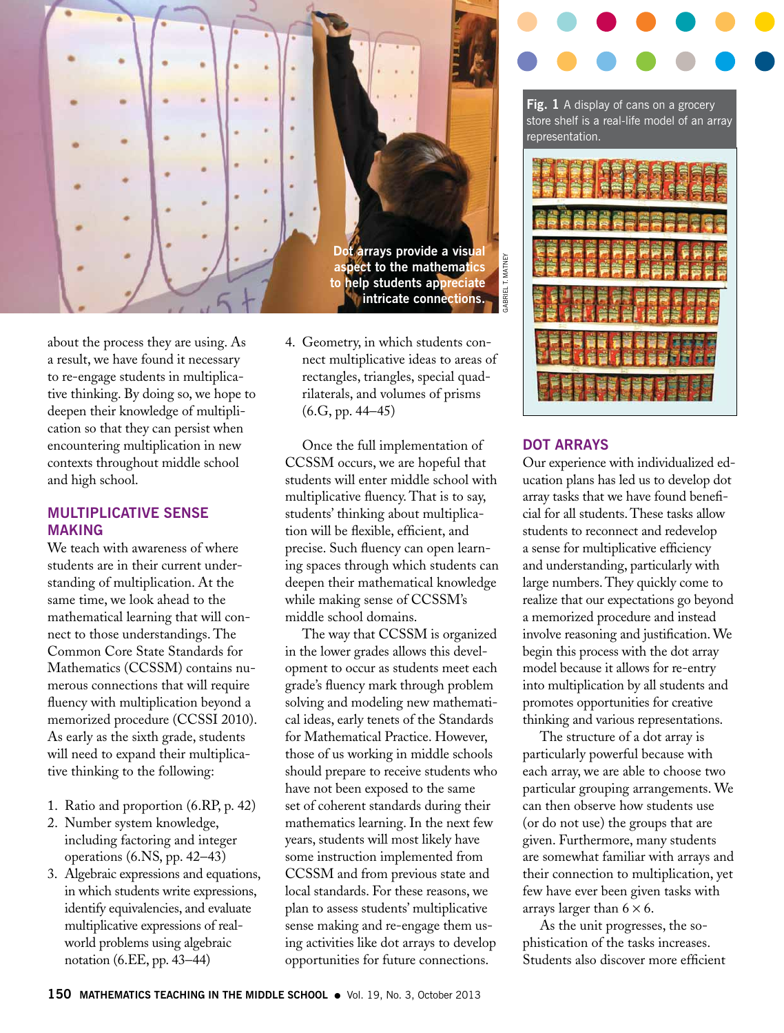Dot arrays provide a visual aspect to the mathematics to help students appreciate intricate connections.

about the process they are using. As a result, we have found it necessary to re-engage students in multiplicative thinking. By doing so, we hope to deepen their knowledge of multiplication so that they can persist when encountering multiplication in new contexts throughout middle school and high school.

## MULTIPLICATIVE SENSE MAKING

We teach with awareness of where students are in their current understanding of multiplication. At the same time, we look ahead to the mathematical learning that will connect to those understandings. The Common Core State Standards for Mathematics (CCSSM) contains numerous connections that will require fluency with multiplication beyond a memorized procedure (CCSSI 2010). As early as the sixth grade, students will need to expand their multiplicative thinking to the following:

1. Ratio and proportion (6.RP, p. 42)
2. Number system knowledge, including factoring and integer operations (6.NS, pp. 42–43)
3. Algebraic expressions and equations, in which students write expressions, identify equivalencies, and evaluate multiplicative expressions of real-world problems using algebraic notation (6.EE, pp. 43–44)
4. Geometry, in which students connect multiplicative ideas to areas of rectangles, triangles, special quadrilaterals, and volumes of prisms (6.G, pp. 44–45)

Once the full implementation of CCSSM occurs, we are hopeful that students will enter middle school with multiplicative fluency. That is to say, students' thinking about multiplication will be flexible, efficient, and precise. Such fluency can open learning spaces through which students can deepen their mathematical knowledge while making sense of CCSSM's middle school domains.

The way that CCSSM is organized in the lower grades allows this development to occur as students meet each grade's fluency mark through problem solving and modeling new mathematical ideas, early tenets of the Standards for Mathematical Practice. However, those of us working in middle schools should prepare to receive students who have not been exposed to the same set of coherent standards during their mathematics learning. In the next few years, students will most likely have some instruction implemented from CCSSM and from previous state and local standards. For these reasons, we plan to assess students' multiplicative sense making and re-engage them using activities like dot arrays to develop opportunities for future connections.

**Fig. 1** A display of cans on a grocery store shelf is a real-life model of an array representation.

## DOT ARRAYS

Our experience with individualized education plans has led us to develop dot array tasks that we have found beneficial for all students. These tasks allow students to reconnect and redevelop a sense for multiplicative efficiency and understanding, particularly with large numbers. They quickly come to realize that our expectations go beyond a memorized procedure and instead involve reasoning and justification. We begin this process with the dot array model because it allows for re-entry into multiplication by all students and promotes opportunities for creative thinking and various representations.

The structure of a dot array is particularly powerful because with each array, we are able to choose two particular grouping arrangements. We can then observe how students use (or do not use) the groups that are given. Furthermore, many students are somewhat familiar with arrays and their connection to multiplication, yet few have ever been given tasks with arrays larger than $6 \times 6$.

As the unit progresses, the sophistication of the tasks increases. Students also discover more efficient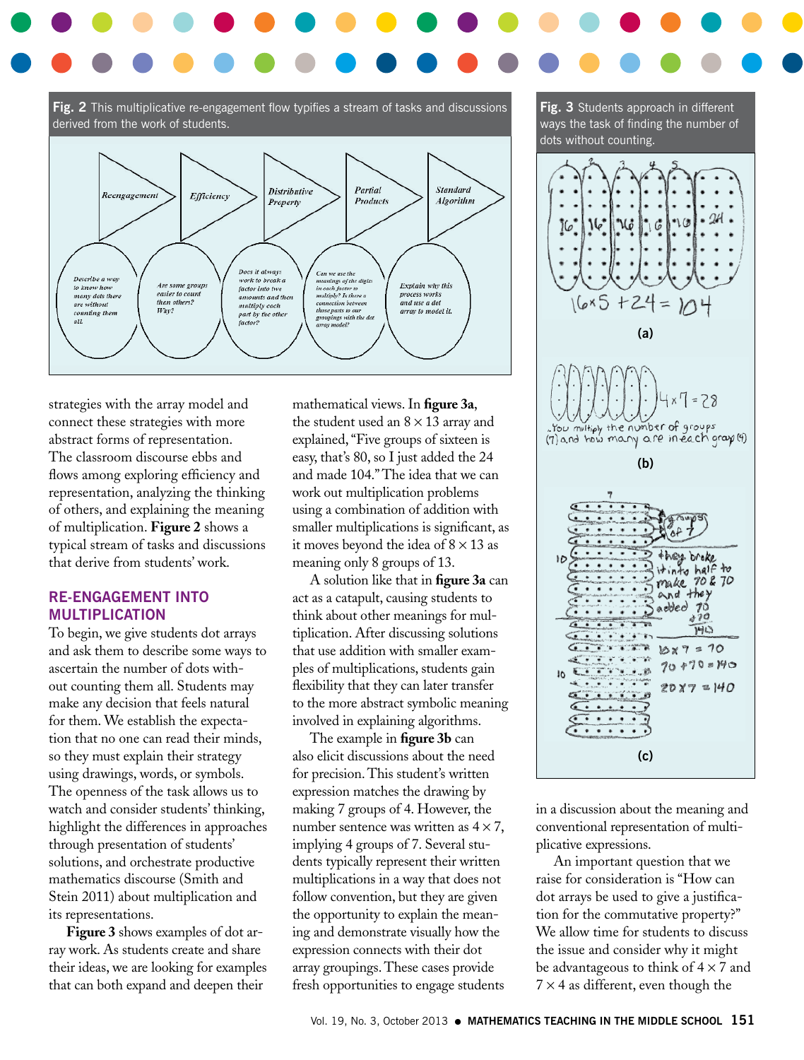Fig. 2 This multiplicative re-engagement flow typifies a stream of tasks and discussions derived from the work of students.

Reengagement

Efficiency

Distributive Property

Partial Products

Standard Algorithm

Describe a way to know how many dots there are without counting them all.

Are some groups easier to count than others? Why?

Does it always work to break a factor into two amounts and then multiply each part by the other factor?

Can we use the meanings of the digits in each factor to multiply? Is there a connection between these parts to our groupings with the dot array model?

Explain why this process works and use a dot array to model it.

Fig. 3 Students approach in different ways the task of finding the number of dots without counting.

1 2 3 4 5

16 16 16 16 16 24

$16 \times 5 + 24 = 104$

(a)

$4 \times 7 = 28$

You multiply the number of groups (7) and how many are in each group (4)

(b)

7

groups of 7

10

they broke it into half to make 70 & 70 and they added 70 +70 = 140

10

$10 \times 7 = 70$

$70 + 70 = 140$

$20 \times 7 = 140$

(c)

strategies with the array model and connect these strategies with more abstract forms of representation. The classroom discourse ebbs and flows among exploring efficiency and representation, analyzing the thinking of others, and explaining the meaning of multiplication. **Figure 2** shows a typical stream of tasks and discussions that derive from students' work.

## RE-ENGAGEMENT INTO MULTIPLICATION

To begin, we give students dot arrays and ask them to describe some ways to ascertain the number of dots without counting them all. Students may make any decision that feels natural for them. We establish the expectation that no one can read their minds, so they must explain their strategy using drawings, words, or symbols. The openness of the task allows us to watch and consider students' thinking, highlight the differences in approaches through presentation of students' solutions, and orchestrate productive mathematics discourse (Smith and Stein 2011) about multiplication and its representations.

**Figure 3** shows examples of dot array work. As students create and share their ideas, we are looking for examples that can both expand and deepen their mathematical views. In **figure 3a**, the student used an $8 \times 13$ array and explained, "Five groups of sixteen is easy, that's 80, so I just added the 24 and made 104." The idea that we can work out multiplication problems using a combination of addition with smaller multiplications is significant, as it moves beyond the idea of $8 \times 13$ as meaning only 8 groups of 13.

A solution like that in **figure 3a** can act as a catapult, causing students to think about other meanings for multiplication. After discussing solutions that use addition with smaller examples of multiplications, students gain flexibility that they can later transfer to the more abstract symbolic meaning involved in explaining algorithms.

The example in **figure 3b** can also elicit discussions about the need for precision. This student's written expression matches the drawing by making 7 groups of 4. However, the number sentence was written as $4 \times 7$, implying 4 groups of 7. Several students typically represent their written multiplications in a way that does not follow convention, but they are given the opportunity to explain the meaning and demonstrate visually how the expression connects with their dot array groupings. These cases provide fresh opportunities to engage students in a discussion about the meaning and conventional representation of multiplicative expressions.

An important question that we raise for consideration is "How can dot arrays be used to give a justification for the commutative property?" We allow time for students to discuss the issue and consider why it might be advantageous to think of $4 \times 7$ and $7 \times 4$ as different, even though the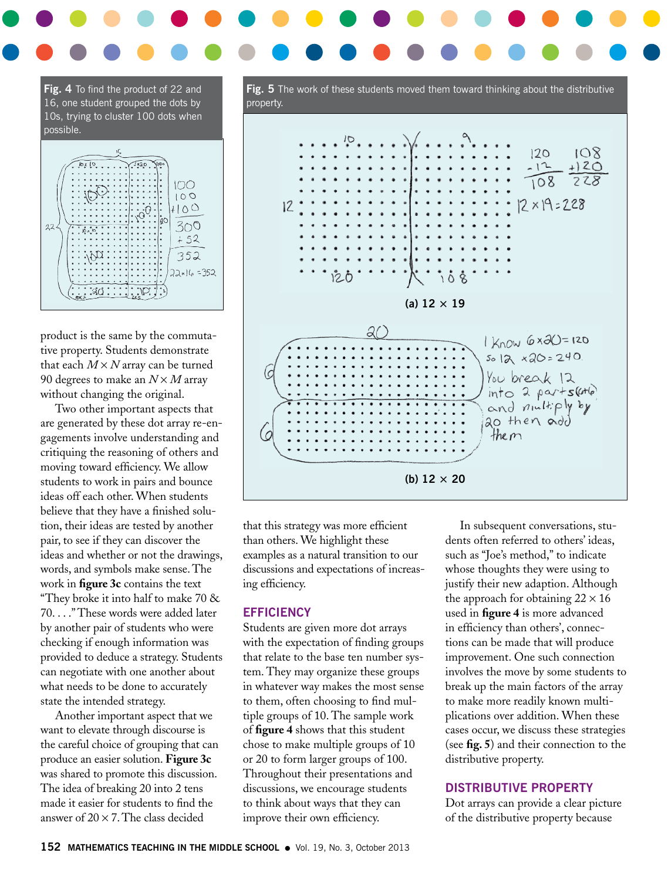**Fig. 4** To find the product of 22 and 16, one student grouped the dots by 10s, trying to cluster 100 dots when possible.

**Fig. 5** The work of these students moved them toward thinking about the distributive property.

(a) 12 × 19

(b) 12 × 20

product is the same by the commutative property. Students demonstrate that each $M \times N$ array can be turned 90 degrees to make an $N \times M$ array without changing the original.

Two other important aspects that are generated by these dot array re-engagements involve understanding and critiquing the reasoning of others and moving toward efficiency. We allow students to work in pairs and bounce ideas off each other. When students believe that they have a finished solution, their ideas are tested by another pair, to see if they can discover the ideas and whether or not the drawings, words, and symbols make sense. The work in **figure 3c** contains the text "They broke it into half to make 70 & 70. . . ." These words were added later by another pair of students who were checking if enough information was provided to deduce a strategy. Students can negotiate with one another about what needs to be done to accurately state the intended strategy.

Another important aspect that we want to elevate through discourse is the careful choice of grouping that can produce an easier solution. **Figure 3c** was shared to promote this discussion. The idea of breaking 20 into 2 tens made it easier for students to find the answer of 20 × 7. The class decided that this strategy was more efficient than others. We highlight these examples as a natural transition to our discussions and expectations of increasing efficiency.

## EFFICIENCY

Students are given more dot arrays with the expectation of finding groups that relate to the base ten number system. They may organize these groups in whatever way makes the most sense to them, often choosing to find multiple groups of 10. The sample work of **figure 4** shows that this student chose to make multiple groups of 10 or 20 to form larger groups of 100. Throughout their presentations and discussions, we encourage students to think about ways that they can improve their own efficiency.

In subsequent conversations, students often referred to others' ideas, such as "Joe's method," to indicate whose thoughts they were using to justify their new adaption. Although the approach for obtaining 22 × 16 used in **figure 4** is more advanced in efficiency than others, connections can be made that will produce improvement. One such connection involves the move by some students to break up the main factors of the array to make more readily known multiplications over addition. When these cases occur, we discuss these strategies (see **fig. 5**) and their connection to the distributive property.

## DISTRIBUTIVE PROPERTY

Dot arrays can provide a clear picture of the distributive property because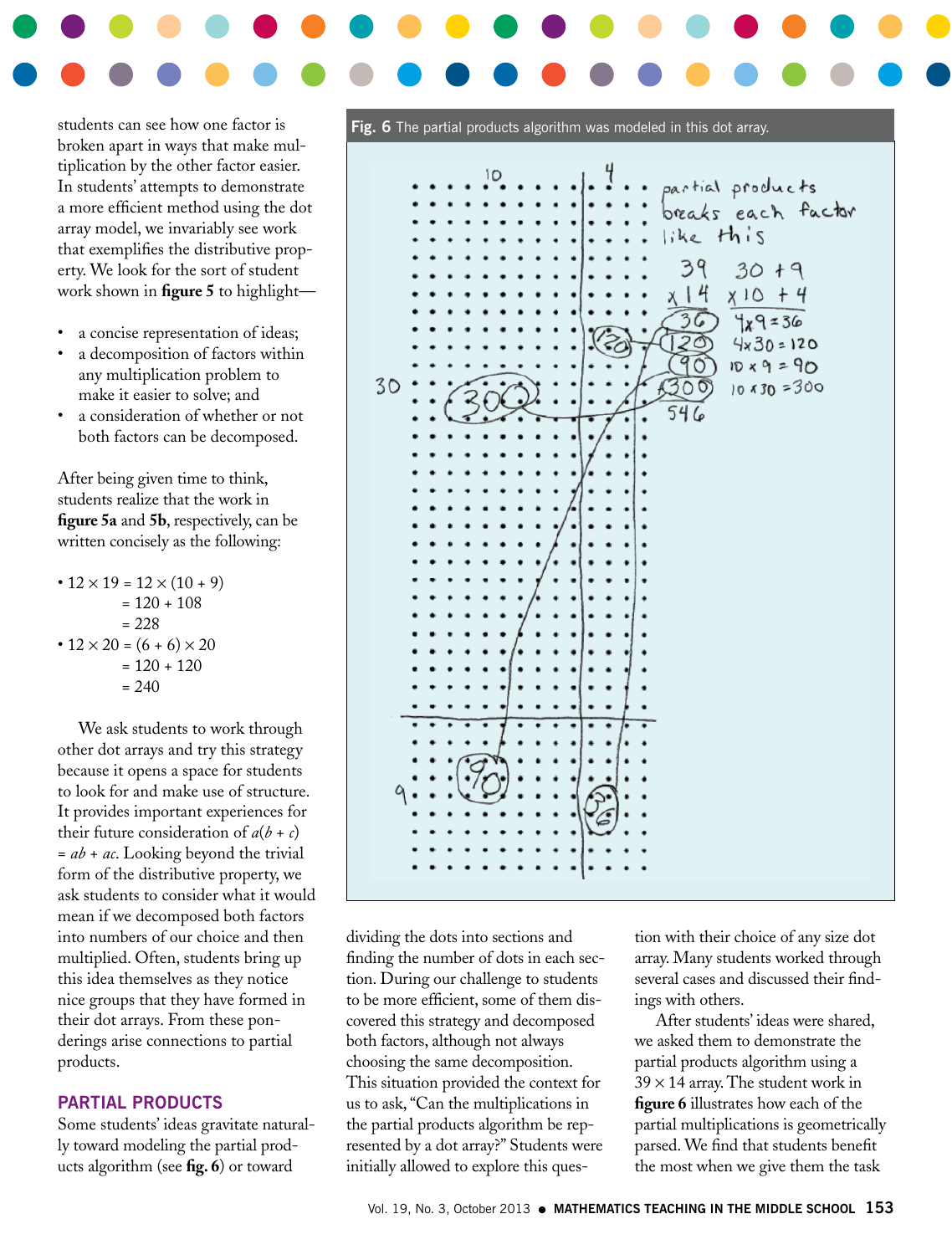students can see how one factor is broken apart in ways that make multiplication by the other factor easier. In students' attempts to demonstrate a more efficient method using the dot array model, we invariably see work that exemplifies the distributive property. We look for the sort of student work shown in **figure 5** to highlight—

- a concise representation of ideas;
- a decomposition of factors within any multiplication problem to make it easier to solve; and
- a consideration of whether or not both factors can be decomposed.

After being given time to think, students realize that the work in **figure 5a** and **5b**, respectively, can be written concisely as the following:

- $12 \times 19 = 12 \times (10 + 9)$
  $= 120 + 108$
  $= 228$
- $12 \times 20 = (6 + 6) \times 20$
  $= 120 + 120$
  $= 240$

We ask students to work through other dot arrays and try this strategy because it opens a space for students to look for and make use of structure. It provides important experiences for their future consideration of $a(b + c) = ab + ac$. Looking beyond the trivial form of the distributive property, we ask students to consider what it would mean if we decomposed both factors into numbers of our choice and then multiplied. Often, students bring up this idea themselves as they notice nice groups that they have formed in their dot arrays. From these ponderings arise connections to partial products.

## PARTIAL PRODUCTS

Some students' ideas gravitate naturally toward modeling the partial products algorithm (see **fig. 6**) or toward dividing the dots into sections and finding the number of dots in each section. During our challenge to students to be more efficient, some of them discovered this strategy and decomposed both factors, although not always choosing the same decomposition. This situation provided the context for us to ask, "Can the multiplications in the partial products algorithm be represented by a dot array?" Students were initially allowed to explore this question with their choice of any size dot array. Many students worked through several cases and discussed their findings with others.

After students' ideas were shared, we asked them to demonstrate the partial products algorithm using a $39 \times 14$ array. The student work in **figure 6** illustrates how each of the partial multiplications is geometrically parsed. We find that students benefit the most when we give them the task

**Fig. 6** The partial products algorithm was modeled in this dot array.

10
4
30
9
300
120
90
36
partial products breaks each factor like this
39 30 + 9
x 14 x 10 + 4
36 4x9 = 36
120 4x30 = 120
90 10 x 9 = 90
300 10 x 30 = 300
546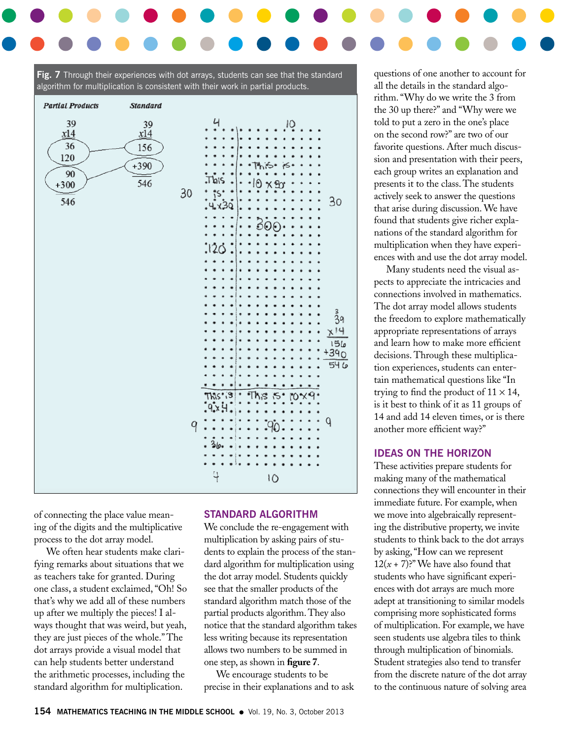**Fig. 7** Through their experiences with dot arrays, students can see that the standard algorithm for multiplication is consistent with their work in partial products.

Partial Products

39
x14
36
120
90
+300
546

Standard

39
x14
156
+390
546

4 10
This is 10 × 30
This is 4 × 30
30 30
300
120
3
39
x14
156
+390
546
This is 9 x 4
This is 10 × 9
9 9
90
36
4 10

of connecting the place value meaning of the digits and the multiplicative process to the dot array model.

We often hear students make clarifying remarks about situations that we as teachers take for granted. During one class, a student exclaimed, "Oh! So that's why we add all of these numbers up after we multiply the pieces! I always thought that was weird, but yeah, they are just pieces of the whole." The dot arrays provide a visual model that can help students better understand the arithmetic processes, including the standard algorithm for multiplication.

## STANDARD ALGORITHM

We conclude the re-engagement with multiplication by asking pairs of students to explain the process of the standard algorithm for multiplication using the dot array model. Students quickly see that the smaller products of the standard algorithm match those of the partial products algorithm. They also notice that the standard algorithm takes less writing because its representation allows two numbers to be summed in one step, as shown in **figure 7**.

We encourage students to be precise in their explanations and to ask questions of one another to account for all the details in the standard algorithm. "Why do we write the 3 from the 30 up there?" and "Why were we told to put a zero in the one's place on the second row?" are two of our favorite questions. After much discussion and presentation with their peers, each group writes an explanation and presents it to the class. The students actively seek to answer the questions that arise during discussion. We have found that students give richer explanations of the standard algorithm for multiplication when they have experiences with and use the dot array model.

Many students need the visual aspects to appreciate the intricacies and connections involved in mathematics. The dot array model allows students the freedom to explore mathematically appropriate representations of arrays and learn how to make more efficient decisions. Through these multiplication experiences, students can entertain mathematical questions like "In trying to find the product of $11 \times 14$, is it best to think of it as 11 groups of 14 and add 14 eleven times, or is there another more efficient way?"

## IDEAS ON THE HORIZON

These activities prepare students for making many of the mathematical connections they will encounter in their immediate future. For example, when we move into algebraically representing the distributive property, we invite students to think back to the dot arrays by asking, "How can we represent $12(x + 7)$?" We have also found that students who have significant experiences with dot arrays are much more adept at transitioning to similar models comprising more sophisticated forms of multiplication. For example, we have seen students use algebra tiles to think through multiplication of binomials. Student strategies also tend to transfer from the discrete nature of the dot array to the continuous nature of solving area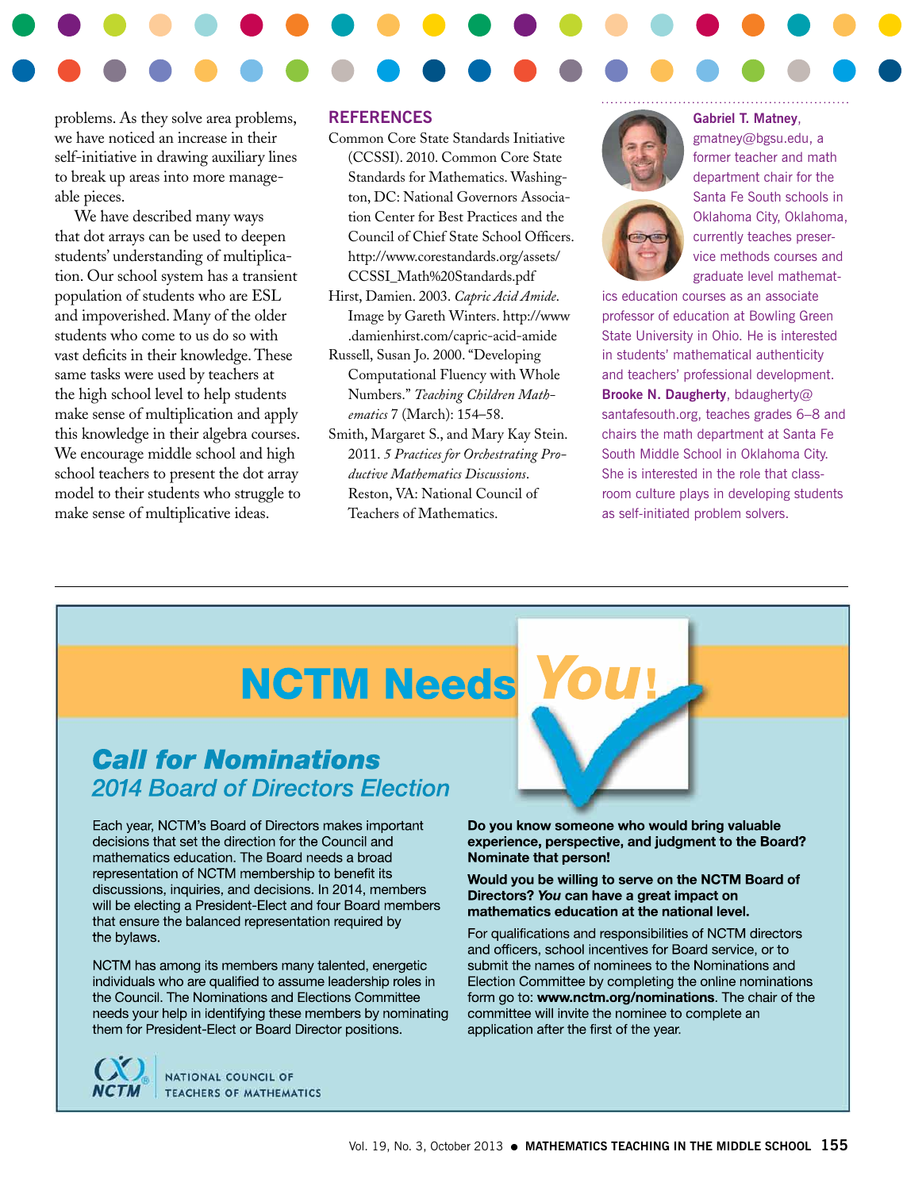problems. As they solve area problems, we have noticed an increase in their self-initiative in drawing auxiliary lines to break up areas into more manageable pieces.

We have described many ways that dot arrays can be used to deepen students' understanding of multiplication. Our school system has a transient population of students who are ESL and impoverished. Many of the older students who come to us do so with vast deficits in their knowledge. These same tasks were used by teachers at the high school level to help students make sense of multiplication and apply this knowledge in their algebra courses. We encourage middle school and high school teachers to present the dot array model to their students who struggle to make sense of multiplicative ideas.

## REFERENCES

Common Core State Standards Initiative (CCSSI). 2010. Common Core State Standards for Mathematics. Washington, DC: National Governors Association Center for Best Practices and the Council of Chief State School Officers. http://www.corestandards.org/assets/CCSSI_Math%20Standards.pdf

Hirst, Damien. 2003. *Capric Acid Amide*. Image by Gareth Winters. http://www.damienhirst.com/capric-acid-amide

Russell, Susan Jo. 2000. "Developing Computational Fluency with Whole Numbers." *Teaching Children Mathematics* 7 (March): 154–58.

Smith, Margaret S., and Mary Kay Stein. 2011. *5 Practices for Orchestrating Productive Mathematics Discussions*. Reston, VA: National Council of Teachers of Mathematics.

**Gabriel T. Matney**, gmatney@bgsu.edu, a former teacher and math department chair for the Santa Fe South schools in Oklahoma City, Oklahoma, currently teaches preservice methods courses and graduate level mathematics education courses as an associate professor of education at Bowling Green State University in Ohio. He is interested in students' mathematical authenticity and teachers' professional development. **Brooke N. Daugherty**, bdaugherty@santafesouth.org, teaches grades 6–8 and chairs the math department at Santa Fe South Middle School in Oklahoma City. She is interested in the role that classroom culture plays in developing students as self-initiated problem solvers.

---

# NCTM Needs *You*!

## *Call for Nominations*
### *2014 Board of Directors Election*

Each year, NCTM's Board of Directors makes important decisions that set the direction for the Council and mathematics education. The Board needs a broad representation of NCTM membership to benefit its discussions, inquiries, and decisions. In 2014, members will be electing a President-Elect and four Board members that ensure the balanced representation required by the bylaws.

NCTM has among its members many talented, energetic individuals who are qualified to assume leadership roles in the Council. The Nominations and Elections Committee needs your help in identifying these members by nominating them for President-Elect or Board Director positions.

**Do you know someone who would bring valuable experience, perspective, and judgment to the Board? Nominate that person!**

**Would you be willing to serve on the NCTM Board of Directors? *You* can have a great impact on mathematics education at the national level.**

For qualifications and responsibilities of NCTM directors and officers, school incentives for Board service, or to submit the names of nominees to the Nominations and Election Committee by completing the online nominations form go to: **www.nctm.org/nominations**. The chair of the committee will invite the nominee to complete an application after the first of the year.

NCTM NATIONAL COUNCIL OF TEACHERS OF MATHEMATICS